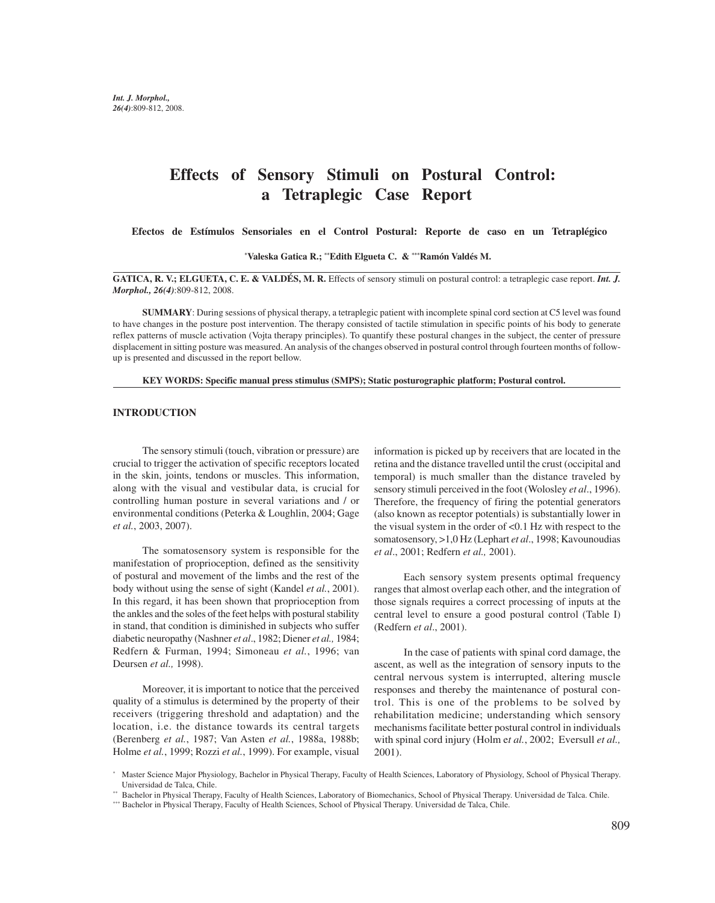# Effects of Sensory Stimuli on Postural Control: a Tetraplegic Case Report

**Efectos de Estímulos Sensoriales en el Control Postural: Reporte de caso en un Tetrapléjico**

**[*]Valeska Gatica R.; [**]Edith Elgueta C. & [***]Ramón Valdés M.**

**GATICA, R. V.; ELGUETA, C. E. & VALDÉS, M. R.** Effects of sensory stimuli on postural control: a tetraplegic case report. ***Int. J. Morphol., 26(4)***:809-812, 2008.

**SUMMARY**: During sessions of physical therapy, a tetraplegic patient with incomplete spinal cord section at C5 level was found to have changes in the posture post intervention. The therapy consisted of tactile stimulation in specific points of his body to generate reflex patterns of muscle activation (Vojta therapy principles). To quantify these postural changes in the subject, the center of pressure displacement in sitting posture was measured. An analysis of the changes observed in postural control through fourteen months of follow-up is presented and discussed in the report bellow.

**KEY WORDS: Specific manual press stimulus (SMPS); Static posturographic platform; Postural control.**

## INTRODUCTION

The sensory stimuli (touch, vibration or pressure) are crucial to trigger the activation of specific receptors located in the skin, joints, tendons or muscles. This information, along with the visual and vestibular data, is crucial for controlling human posture in several variations and / or environmental conditions (Peterka & Loughlin, 2004; Gage *et al.*, 2003, 2007).

The somatosensory system is responsible for the manifestation of proprioception, defined as the sensitivity of postural and movement of the limbs and the rest of the body without using the sense of sight (Kandel *et al.*, 2001). In this regard, it has been shown that proprioception from the ankles and the soles of the feet helps with postural stability in stand, that condition is diminished in subjects who suffer diabetic neuropathy (Nashner *et al*., 1982; Diener *et al.,* 1984; Redfern & Furman, 1994; Simoneau *et al.*, 1996; van Deursen *et al.,* 1998).

Moreover, it is important to notice that the perceived quality of a stimulus is determined by the property of their receivers (triggering threshold and adaptation) and the location, i.e. the distance towards its central targets (Berenberg *et al.*, 1987; Van Asten *et al.*, 1988a, 1988b; Holme *et al.*, 1999; Rozzi *et al.*, 1999). For example, visual information is picked up by receivers that are located in the retina and the distance travelled until the crust (occipital and temporal) is much smaller than the distance traveled by sensory stimuli perceived in the foot (Wolosley *et al*., 1996). Therefore, the frequency of firing the potential generators (also known as receptor potentials) is substantially lower in the visual system in the order of <0.1 Hz with respect to the somatosensory, >1,0 Hz (Lephart *et al*., 1998; Kavounoudias *et al*., 2001; Redfern *et al.,* 2001).

Each sensory system presents optimal frequency ranges that almost overlap each other, and the integration of those signals requires a correct processing of inputs at the central level to ensure a good postural control (Table I) (Redfern *et al*., 2001).

In the case of patients with spinal cord damage, the ascent, as well as the integration of sensory inputs to the central nervous system is interrupted, altering muscle responses and thereby the maintenance of postural control. This is one of the problems to be solved by rehabilitation medicine; understanding which sensory mechanisms facilitate better postural control in individuals with spinal cord injury (Holm e*t al.*, 2002; Eversull *et al.,* 2001).

[*] Master Science Major Physiology, Bachelor in Physical Therapy, Faculty of Health Sciences, Laboratory of Physiology, School of Physical Therapy. Universidad de Talca, Chile.

[**] Bachelor in Physical Therapy, Faculty of Health Sciences, Laboratory of Biomechanics, School of Physical Therapy. Universidad de Talca. Chile.

[***] Bachelor in Physical Therapy, Faculty of Health Sciences, School of Physical Therapy. Universidad de Talca, Chile.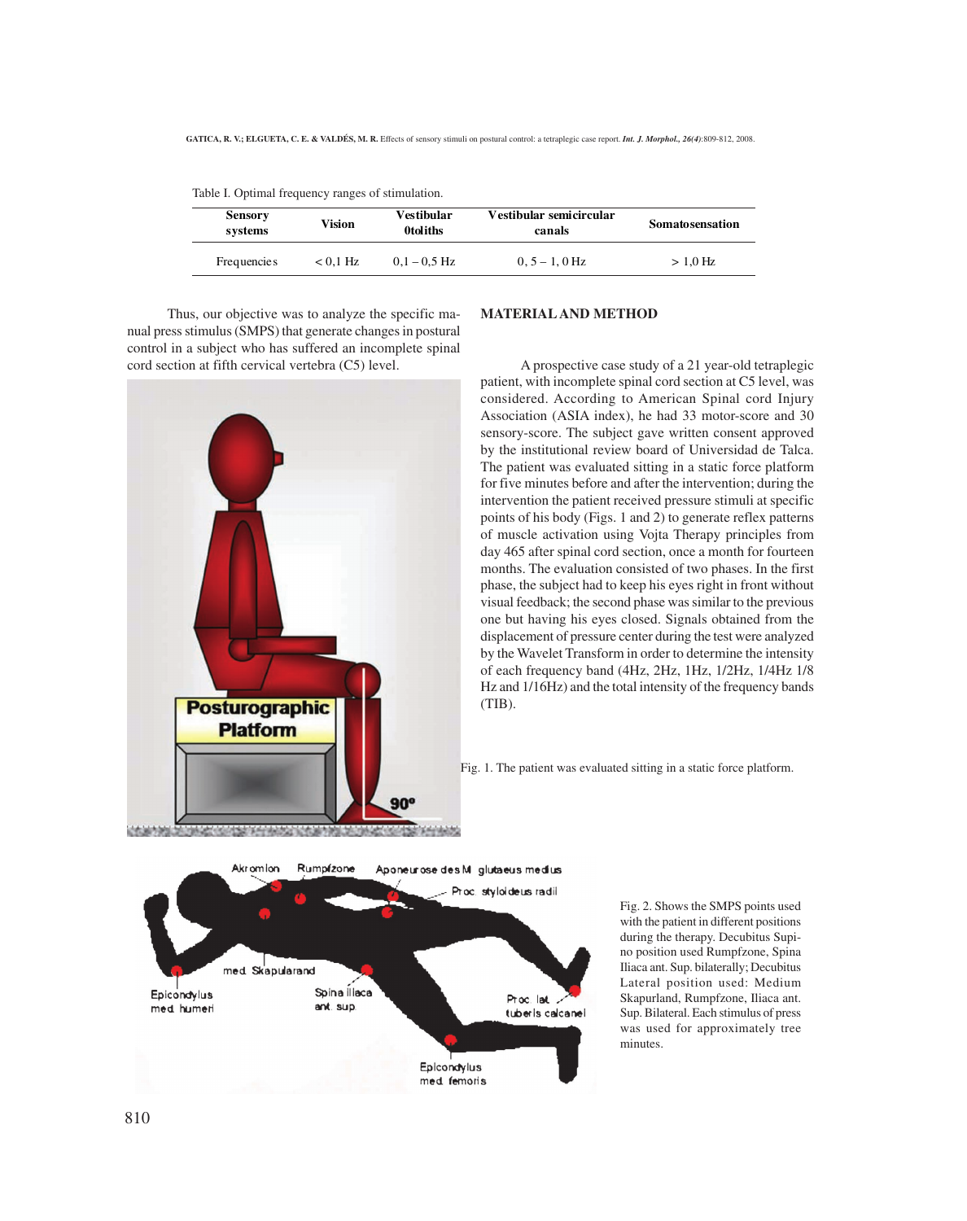Table I. Optimal frequency ranges of stimulation.

| Sensory systems | Vision | Vestibular 0toliths | Vestibular semicircular canals | Somatosensation |
|---|---|---|---|---|
| Frequencies | < 0,1 Hz | 0,1 – 0,5 Hz | 0, 5 – 1, 0 Hz | > 1,0 Hz |

Thus, our objective was to analyze the specific manual press stimulus (SMPS) that generate changes in postural control in a subject who has suffered an incomplete spinal cord section at fifth cervical vertebra (C5) level.

Fig. 1. The patient was evaluated sitting in a static force platform.

## MATERIAL AND METHOD

A prospective case study of a 21 year-old tetraplegic patient, with incomplete spinal cord section at C5 level, was considered. According to American Spinal cord Injury Association (ASIA index), he had 33 motor-score and 30 sensory-score. The subject gave written consent approved by the institutional review board of Universidad de Talca. The patient was evaluated sitting in a static force platform for five minutes before and after the intervention; during the intervention the patient received pressure stimuli at specific points of his body (Figs. 1 and 2) to generate reflex patterns of muscle activation using Vojta Therapy principles from day 465 after spinal cord section, once a month for fourteen months. The evaluation consisted of two phases. In the first phase, the subject had to keep his eyes right in front without visual feedback; the second phase was similar to the previous one but having his eyes closed. Signals obtained from the displacement of pressure center during the test were analyzed by the Wavelet Transform in order to determine the intensity of each frequency band (4Hz, 2Hz, 1Hz, 1/2Hz, 1/4Hz 1/8 Hz and 1/16Hz) and the total intensity of the frequency bands (TIB).

Fig. 2. Shows the SMPS points used with the patient in different positions during the therapy. Decubitus Supino position used Rumpfzone, Spina Iliaca ant. Sup. bilaterally; Decubitus Lateral position used: Medium Skapurland, Rumpfzone, Iliaca ant. Sup. Bilateral. Each stimulus of press was used for approximately tree minutes.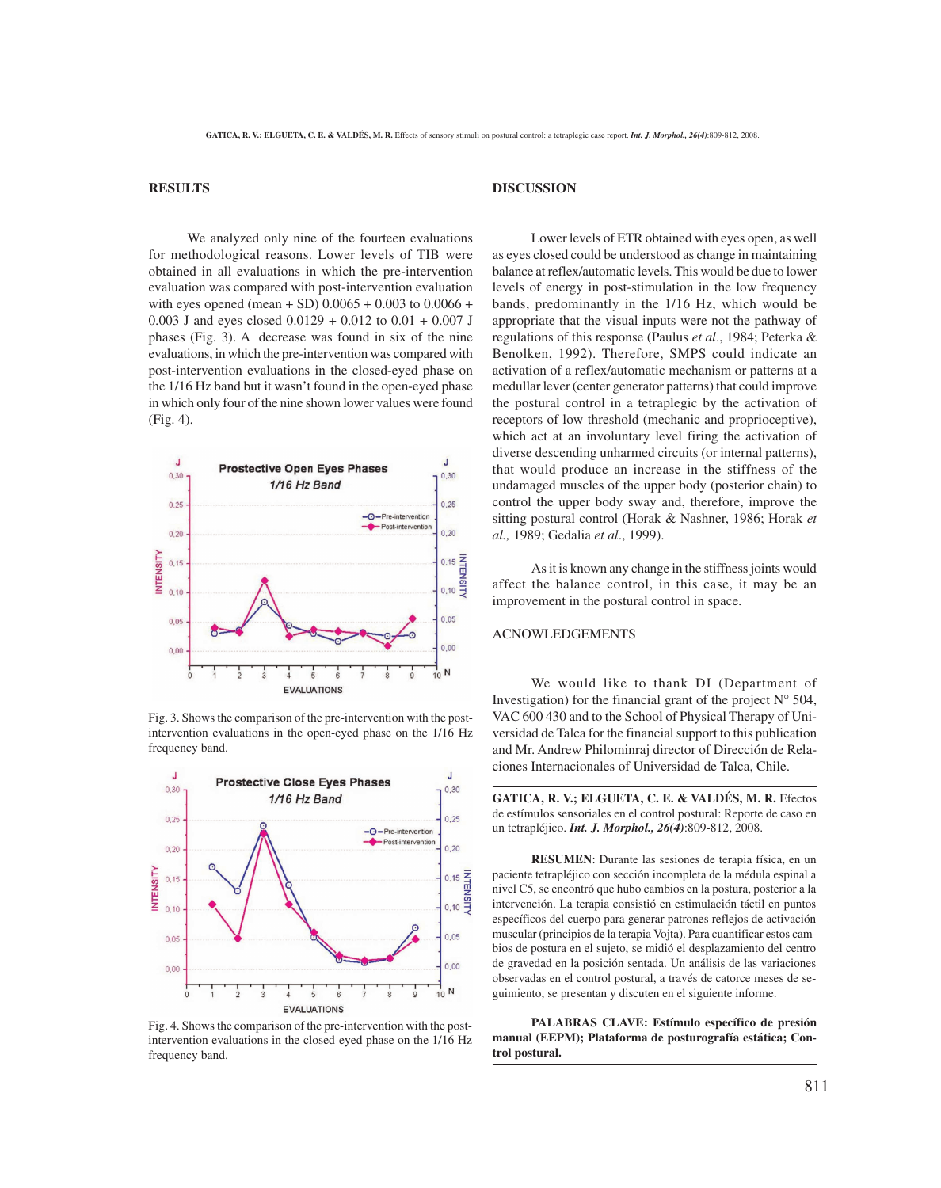## RESULTS

We analyzed only nine of the fourteen evaluations for methodological reasons. Lower levels of TIB were obtained in all evaluations in which the pre-intervention evaluation was compared with post-intervention evaluation with eyes opened (mean + SD) 0.0065 + 0.003 to 0.0066 + 0.003 J and eyes closed 0.0129 + 0.012 to 0.01 + 0.007 J phases (Fig. 3). A decrease was found in six of the nine evaluations, in which the pre-intervention was compared with post-intervention evaluations in the closed-eyed phase on the 1/16 Hz band but it wasn't found in the open-eyed phase in which only four of the nine shown lower values were found (Fig. 4).

Fig. 3. Shows the comparison of the pre-intervention with the post-intervention evaluations in the open-eyed phase on the 1/16 Hz frequency band.

Fig. 4. Shows the comparison of the pre-intervention with the post-intervention evaluations in the closed-eyed phase on the 1/16 Hz frequency band.

## DISCUSSION

Lower levels of ETR obtained with eyes open, as well as eyes closed could be understood as change in maintaining balance at reflex/automatic levels. This would be due to lower levels of energy in post-stimulation in the low frequency bands, predominantly in the 1/16 Hz, which would be appropriate that the visual inputs were not the pathway of regulations of this response (Paulus *et al*., 1984; Peterka & Benolken, 1992). Therefore, SMPS could indicate an activation of a reflex/automatic mechanism or patterns at a medullar lever (center generator patterns) that could improve the postural control in a tetraplegic by the activation of receptors of low threshold (mechanic and proprioceptive), which act at an involuntary level firing the activation of diverse descending unharmed circuits (or internal patterns), that would produce an increase in the stiffness of the undamaged muscles of the upper body (posterior chain) to control the upper body sway and, therefore, improve the sitting postural control (Horak & Nashner, 1986; Horak *et al.,* 1989; Gedalia *et al*., 1999).

As it is known any change in the stiffness joints would affect the balance control, in this case, it may be an improvement in the postural control in space.

ACNOWLEDGEMENTS

We would like to thank DI (Department of Investigation) for the financial grant of the project N° 504, VAC 600 430 and to the School of Physical Therapy of Universidad de Talca for the financial support to this publication and Mr. Andrew Philominraj director of Dirección de Relaciones Internacionales of Universidad de Talca, Chile.

**GATICA, R. V.; ELGUETA, C. E. & VALDÉS, M. R.** Efectos de estímulos sensoriales en el control postural: Reporte de caso en un tetrapléjico. ***Int. J. Morphol., 26(4)***:809-812, 2008.

**RESUMEN**: Durante las sesiones de terapia física, en un paciente tetrapléjico con sección incompleta de la médula espinal a nivel C5, se encontró que hubo cambios en la postura, posterior a la intervención. La terapia consistió en estimulación táctil en puntos específicos del cuerpo para generar patrones reflejos de activación muscular (principios de la terapia Vojta). Para cuantificar estos cambios de postura en el sujeto, se midió el desplazamiento del centro de gravedad en la posición sentada. Un análisis de las variaciones observadas en el control postural, a través de catorce meses de seguimiento, se presentan y discuten en el siguiente informe.

**PALABRAS CLAVE: Estímulo específico de presión manual (EEPM); Plataforma de posturografía estática; Control postural.**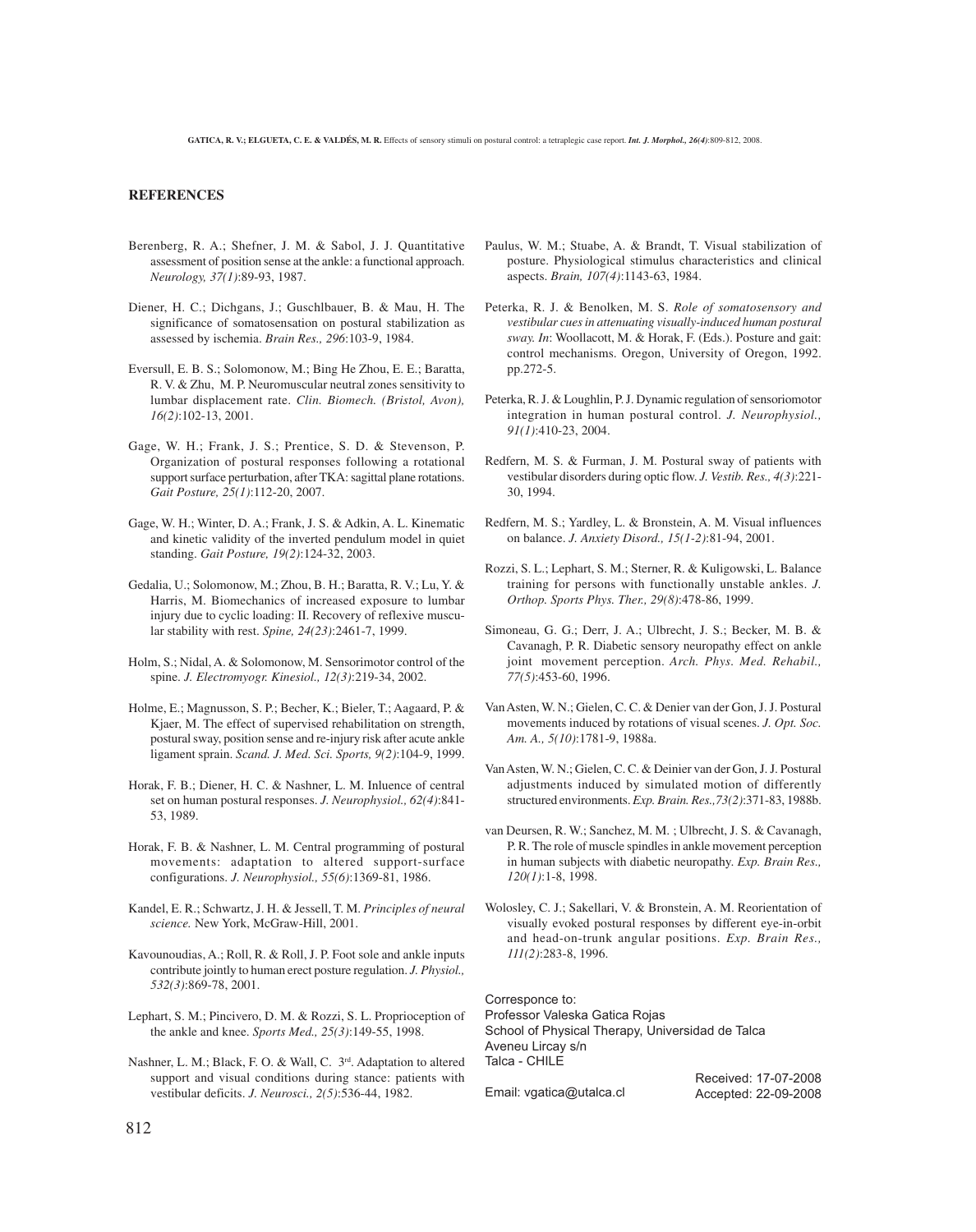## REFERENCES

Berenberg, R. A.; Shefner, J. M. & Sabol, J. J. Quantitative assessment of position sense at the ankle: a functional approach. *Neurology, 37(1)*:89-93, 1987.

Diener, H. C.; Dichgans, J.; Guschlbauer, B. & Mau, H. The significance of somatosensation on postural stabilization as assessed by ischemia. *Brain Res., 296*:103-9, 1984.

Eversull, E. B. S.; Solomonow, M.; Bing He Zhou, E. E.; Baratta, R. V. & Zhu, M. P. Neuromuscular neutral zones sensitivity to lumbar displacement rate. *Clin. Biomech. (Bristol, Avon), 16(2)*:102-13, 2001.

Gage, W. H.; Frank, J. S.; Prentice, S. D. & Stevenson, P. Organization of postural responses following a rotational support surface perturbation, after TKA: sagittal plane rotations. *Gait Posture, 25(1)*:112-20, 2007.

Gage, W. H.; Winter, D. A.; Frank, J. S. & Adkin, A. L. Kinematic and kinetic validity of the inverted pendulum model in quiet standing. *Gait Posture, 19(2)*:124-32, 2003.

Gedalia, U.; Solomonow, M.; Zhou, B. H.; Baratta, R. V.; Lu, Y. & Harris, M. Biomechanics of increased exposure to lumbar injury due to cyclic loading: II. Recovery of reflexive muscular stability with rest. *Spine, 24(23)*:2461-7, 1999.

Holm, S.; Nidal, A. & Solomonow, M. Sensorimotor control of the spine. *J. Electromyogr. Kinesiol., 12(3)*:219-34, 2002.

Holme, E.; Magnusson, S. P.; Becher, K.; Bieler, T.; Aagaard, P. & Kjaer, M. The effect of supervised rehabilitation on strength, postural sway, position sense and re-injury risk after acute ankle ligament sprain. *Scand. J. Med. Sci. Sports, 9(2)*:104-9, 1999.

Horak, F. B.; Diener, H. C. & Nashner, L. M. Inluence of central set on human postural responses. *J. Neurophysiol., 62(4)*:841-53, 1989.

Horak, F. B. & Nashner, L. M. Central programming of postural movements: adaptation to altered support-surface configurations. *J. Neurophysiol., 55(6)*:1369-81, 1986.

Kandel, E. R.; Schwartz, J. H. & Jessell, T. M. *Principles of neural science.* New York, McGraw-Hill, 2001.

Kavounoudias, A.; Roll, R. & Roll, J. P. Foot sole and ankle inputs contribute jointly to human erect posture regulation. *J. Physiol., 532(3)*:869-78, 2001.

Lephart, S. M.; Pincivero, D. M. & Rozzi, S. L. Proprioception of the ankle and knee. *Sports Med., 25(3)*:149-55, 1998.

Nashner, L. M.; Black, F. O. & Wall, C. 3rd. Adaptation to altered support and visual conditions during stance: patients with vestibular deficits. *J. Neurosci., 2(5)*:536-44, 1982.

Paulus, W. M.; Stuabe, A. & Brandt, T. Visual stabilization of posture. Physiological stimulus characteristics and clinical aspects. *Brain, 107(4)*:1143-63, 1984.

Peterka, R. J. & Benolken, M. S. *Role of somatosensory and vestibular cues in attenuating visually-induced human postural sway. In*: Woollacott, M. & Horak, F. (Eds.). Posture and gait: control mechanisms. Oregon, University of Oregon, 1992. pp.272-5.

Peterka, R. J. & Loughlin, P. J. Dynamic regulation of sensoriomotor integration in human postural control. *J. Neurophysiol., 91(1)*:410-23, 2004.

Redfern, M. S. & Furman, J. M. Postural sway of patients with vestibular disorders during optic flow. *J. Vestib. Res., 4(3)*:221-30, 1994.

Redfern, M. S.; Yardley, L. & Bronstein, A. M. Visual influences on balance. *J. Anxiety Disord., 15(1-2)*:81-94, 2001.

Rozzi, S. L.; Lephart, S. M.; Sterner, R. & Kuligowski, L. Balance training for persons with functionally unstable ankles. *J. Orthop. Sports Phys. Ther., 29(8)*:478-86, 1999.

Simoneau, G. G.; Derr, J. A.; Ulbrecht, J. S.; Becker, M. B. & Cavanagh, P. R. Diabetic sensory neuropathy effect on ankle joint movement perception. *Arch. Phys. Med. Rehabil., 77(5)*:453-60, 1996.

Van Asten, W. N.; Gielen, C. C. & Denier van der Gon, J. J. Postural movements induced by rotations of visual scenes. *J. Opt. Soc. Am. A., 5(10)*:1781-9, 1988a.

Van Asten, W. N.; Gielen, C. C. & Deinier van der Gon, J. J. Postural adjustments induced by simulated motion of differently structured environments. *Exp. Brain. Res.,73(2)*:371-83, 1988b.

van Deursen, R. W.; Sanchez, M. M. ; Ulbrecht, J. S. & Cavanagh, P. R. The role of muscle spindles in ankle movement perception in human subjects with diabetic neuropathy. *Exp. Brain Res., 120(1)*:1-8, 1998.

Wolosley, C. J.; Sakellari, V. & Bronstein, A. M. Reorientation of visually evoked postural responses by different eye-in-orbit and head-on-trunk angular positions. *Exp. Brain Res., 111(2)*:283-8, 1996.

Corresponce to:
Professor Valeska Gatica Rojas
School of Physical Therapy, Universidad de Talca
Aveneu Lircay s/n
Talca - CHILE

Email: vgatica@utalca.cl

Received: 17-07-2008
Accepted: 22-09-2008